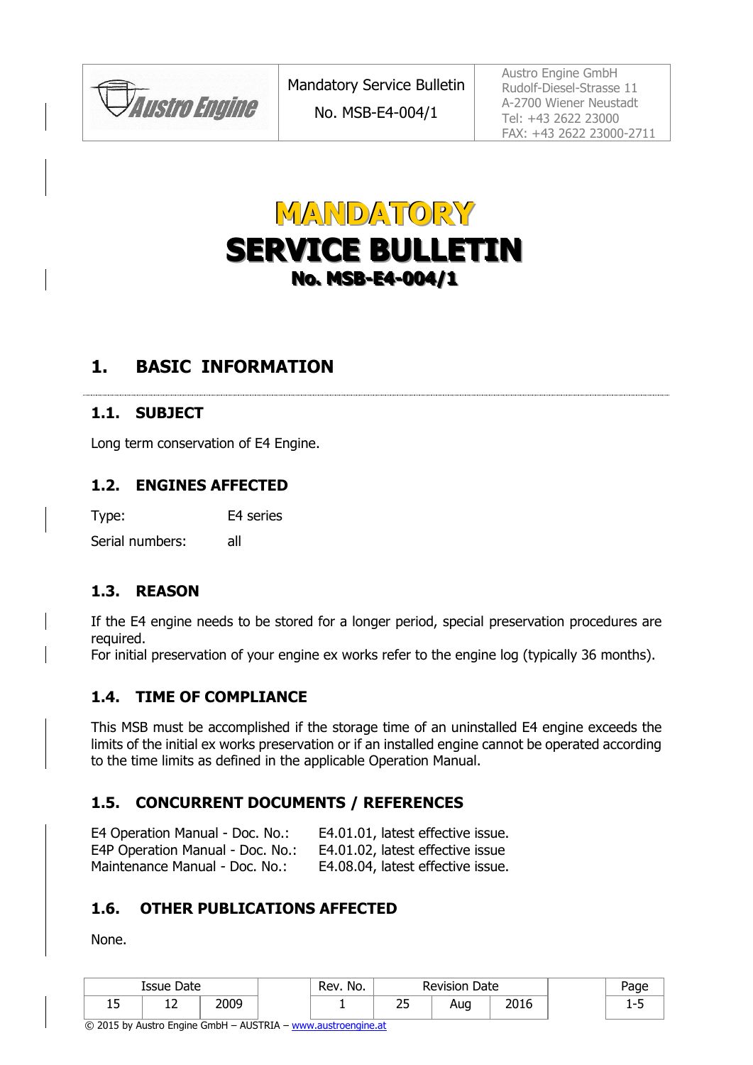| Austro Engine | Mandatory Service Bulletin<br>No. MSB-E4-004/1 | Austro Engine GmbH<br>Rudolf-Diesel-Strasse 11<br>A-2700 Wiener Neustadt<br>Tel: +43 2622 23000<br>FAX: +43 2622 23000-2711 |
| --- | --- | --- |

# MANDATORY
# SERVICE BULLETIN
## No. MSB-E4-004/1

## 1. BASIC INFORMATION

### 1.1. SUBJECT

Long term conservation of E4 Engine.

### 1.2. ENGINES AFFECTED

Type: E4 series

Serial numbers: all

### 1.3. REASON

If the E4 engine needs to be stored for a longer period, special preservation procedures are required.
For initial preservation of your engine ex works refer to the engine log (typically 36 months).

### 1.4. TIME OF COMPLIANCE

This MSB must be accomplished if the storage time of an uninstalled E4 engine exceeds the limits of the initial ex works preservation or if an installed engine cannot be operated according to the time limits as defined in the applicable Operation Manual.

### 1.5. CONCURRENT DOCUMENTS / REFERENCES

| | |
| --- | --- |
| E4 Operation Manual - Doc. No.: | E4.01.01, latest effective issue. |
| E4P Operation Manual - Doc. No.: | E4.01.02, latest effective issue |
| Maintenance Manual - Doc. No.: | E4.08.04, latest effective issue. |

### 1.6. OTHER PUBLICATIONS AFFECTED

None.

| Issue Date | | | Rev. No. | Revision Date | | |
| --- | --- | --- | --- | --- | --- | --- |
| 15 | 12 | 2009 | 1 | 25 | Aug | 2016 |

© 2015 by Austro Engine GmbH – AUSTRIA – www.austroengine.at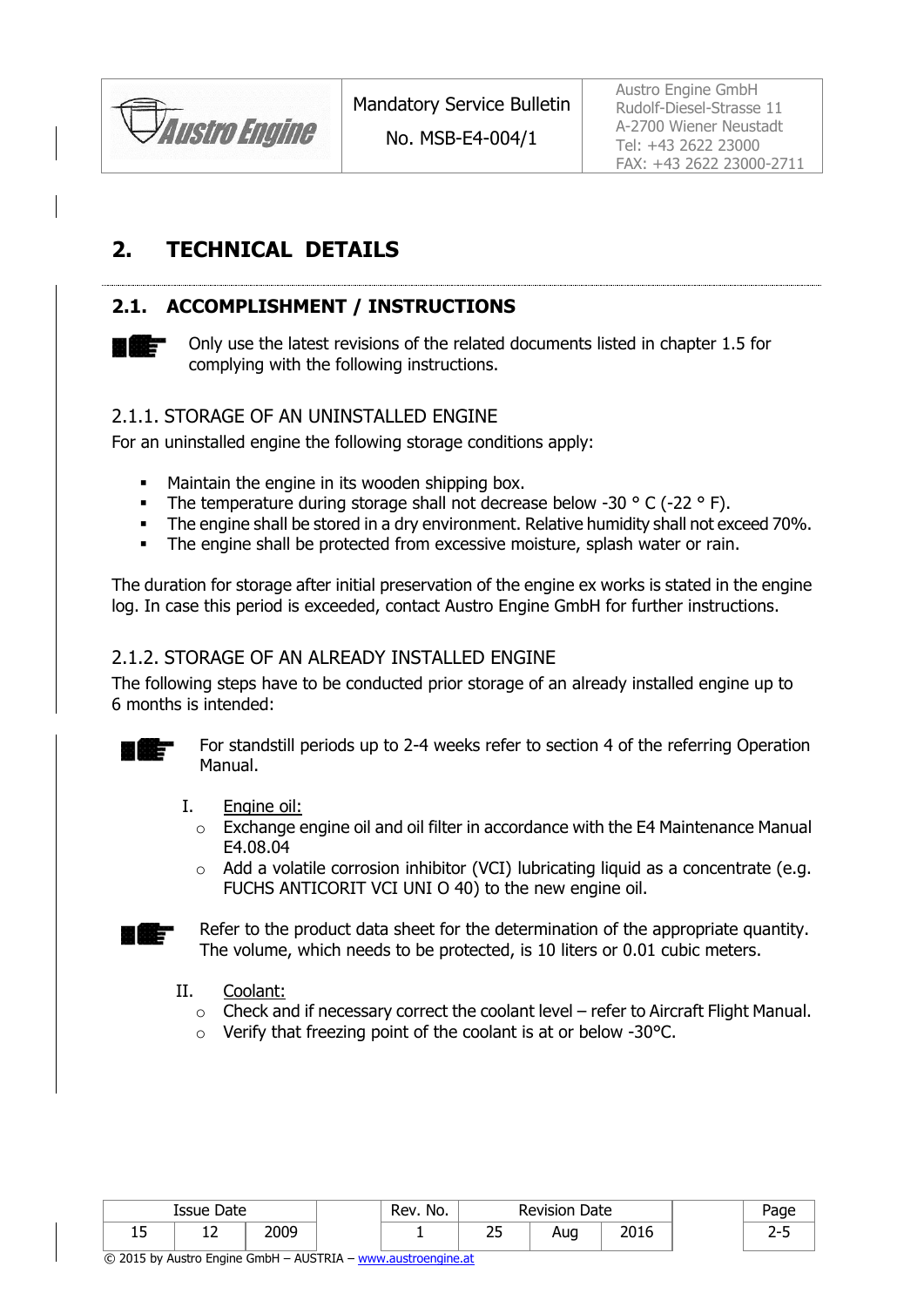## 2. TECHNICAL DETAILS

### 2.1. ACCOMPLISHMENT / INSTRUCTIONS

Only use the latest revisions of the related documents listed in chapter 1.5 for complying with the following instructions.

#### 2.1.1. STORAGE OF AN UNINSTALLED ENGINE

For an uninstalled engine the following storage conditions apply:

- Maintain the engine in its wooden shipping box.
- The temperature during storage shall not decrease below -30 ° C (-22 ° F).
- The engine shall be stored in a dry environment. Relative humidity shall not exceed 70%.
- The engine shall be protected from excessive moisture, splash water or rain.

The duration for storage after initial preservation of the engine ex works is stated in the engine log. In case this period is exceeded, contact Austro Engine GmbH for further instructions.

#### 2.1.2. STORAGE OF AN ALREADY INSTALLED ENGINE

The following steps have to be conducted prior storage of an already installed engine up to 6 months is intended:

For standstill periods up to 2-4 weeks refer to section 4 of the referring Operation Manual.

I. Engine oil:
   - Exchange engine oil and oil filter in accordance with the E4 Maintenance Manual E4.08.04
   - Add a volatile corrosion inhibitor (VCI) lubricating liquid as a concentrate (e.g. FUCHS ANTICORIT VCI UNI O 40) to the new engine oil.

Refer to the product data sheet for the determination of the appropriate quantity. The volume, which needs to be protected, is 10 liters or 0.01 cubic meters.

II. Coolant:
   - Check and if necessary correct the coolant level – refer to Aircraft Flight Manual.
   - Verify that freezing point of the coolant is at or below -30°C.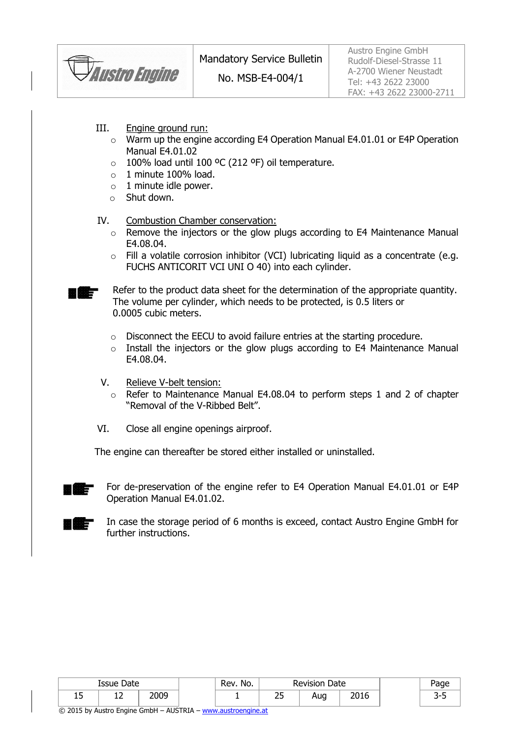III. <u>Engine ground run:</u>

- Warm up the engine according E4 Operation Manual E4.01.01 or E4P Operation Manual E4.01.02
- 100% load until 100 ºC (212 ºF) oil temperature.
- 1 minute 100% load.
- 1 minute idle power.
- Shut down.

IV. <u>Combustion Chamber conservation:</u>

- Remove the injectors or the glow plugs according to E4 Maintenance Manual E4.08.04.
- Fill a volatile corrosion inhibitor (VCI) lubricating liquid as a concentrate (e.g. FUCHS ANTICORIT VCI UNI O 40) into each cylinder.

Refer to the product data sheet for the determination of the appropriate quantity. The volume per cylinder, which needs to be protected, is 0.5 liters or 0.0005 cubic meters.

- Disconnect the EECU to avoid failure entries at the starting procedure.
- Install the injectors or the glow plugs according to E4 Maintenance Manual E4.08.04.

V. <u>Relieve V-belt tension:</u>

- Refer to Maintenance Manual E4.08.04 to perform steps 1 and 2 of chapter "Removal of the V-Ribbed Belt".

VI. Close all engine openings airproof.

The engine can thereafter be stored either installed or uninstalled.

For de-preservation of the engine refer to E4 Operation Manual E4.01.01 or E4P Operation Manual E4.01.02.

In case the storage period of 6 months is exceed, contact Austro Engine GmbH for further instructions.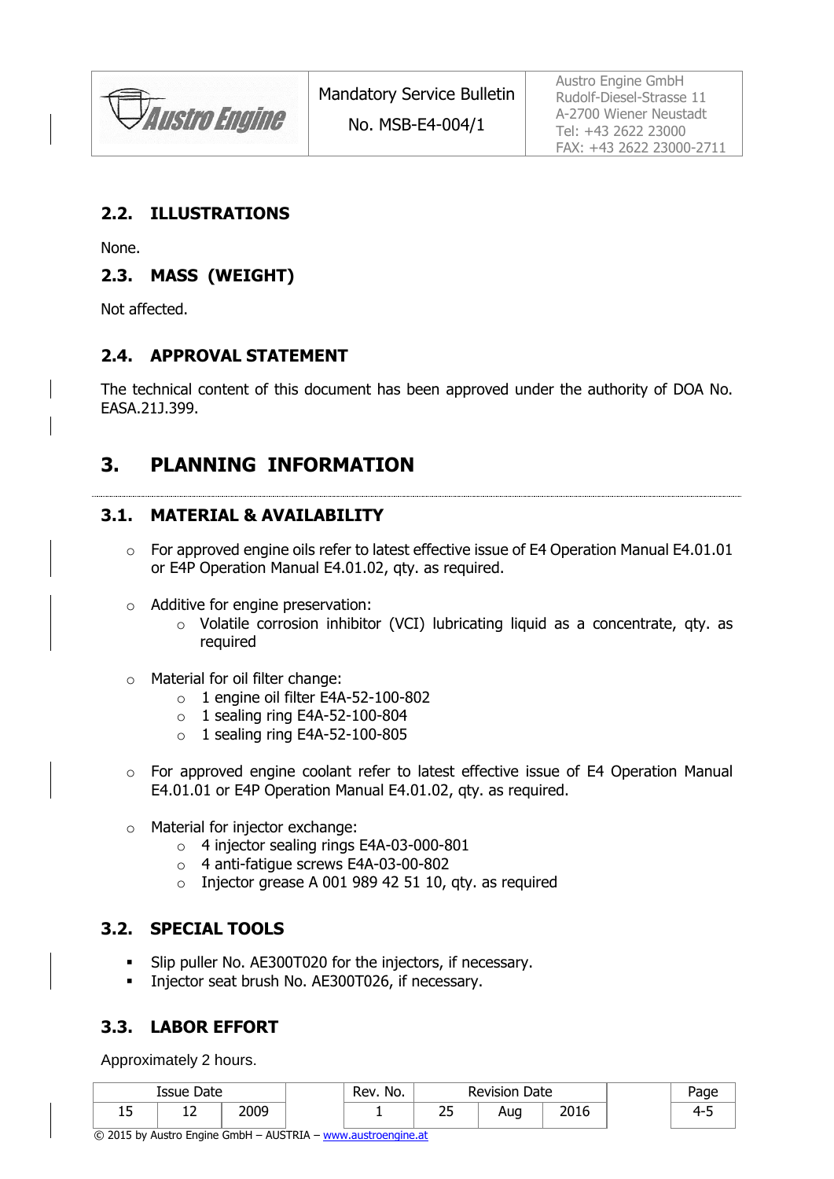## 2.2. ILLUSTRATIONS

None.

## 2.3. MASS (WEIGHT)

Not affected.

## 2.4. APPROVAL STATEMENT

The technical content of this document has been approved under the authority of DOA No. EASA.21J.399.

# 3. PLANNING INFORMATION

## 3.1. MATERIAL & AVAILABILITY

- For approved engine oils refer to latest effective issue of E4 Operation Manual E4.01.01 or E4P Operation Manual E4.01.02, qty. as required.

- Additive for engine preservation:
  - Volatile corrosion inhibitor (VCI) lubricating liquid as a concentrate, qty. as required

- Material for oil filter change:
  - 1 engine oil filter E4A-52-100-802
  - 1 sealing ring E4A-52-100-804
  - 1 sealing ring E4A-52-100-805

- For approved engine coolant refer to latest effective issue of E4 Operation Manual E4.01.01 or E4P Operation Manual E4.01.02, qty. as required.

- Material for injector exchange:
  - 4 injector sealing rings E4A-03-000-801
  - 4 anti-fatigue screws E4A-03-00-802
  - Injector grease A 001 989 42 51 10, qty. as required

## 3.2. SPECIAL TOOLS

- Slip puller No. AE300T020 for the injectors, if necessary.
- Injector seat brush No. AE300T026, if necessary.

## 3.3. LABOR EFFORT

Approximately 2 hours.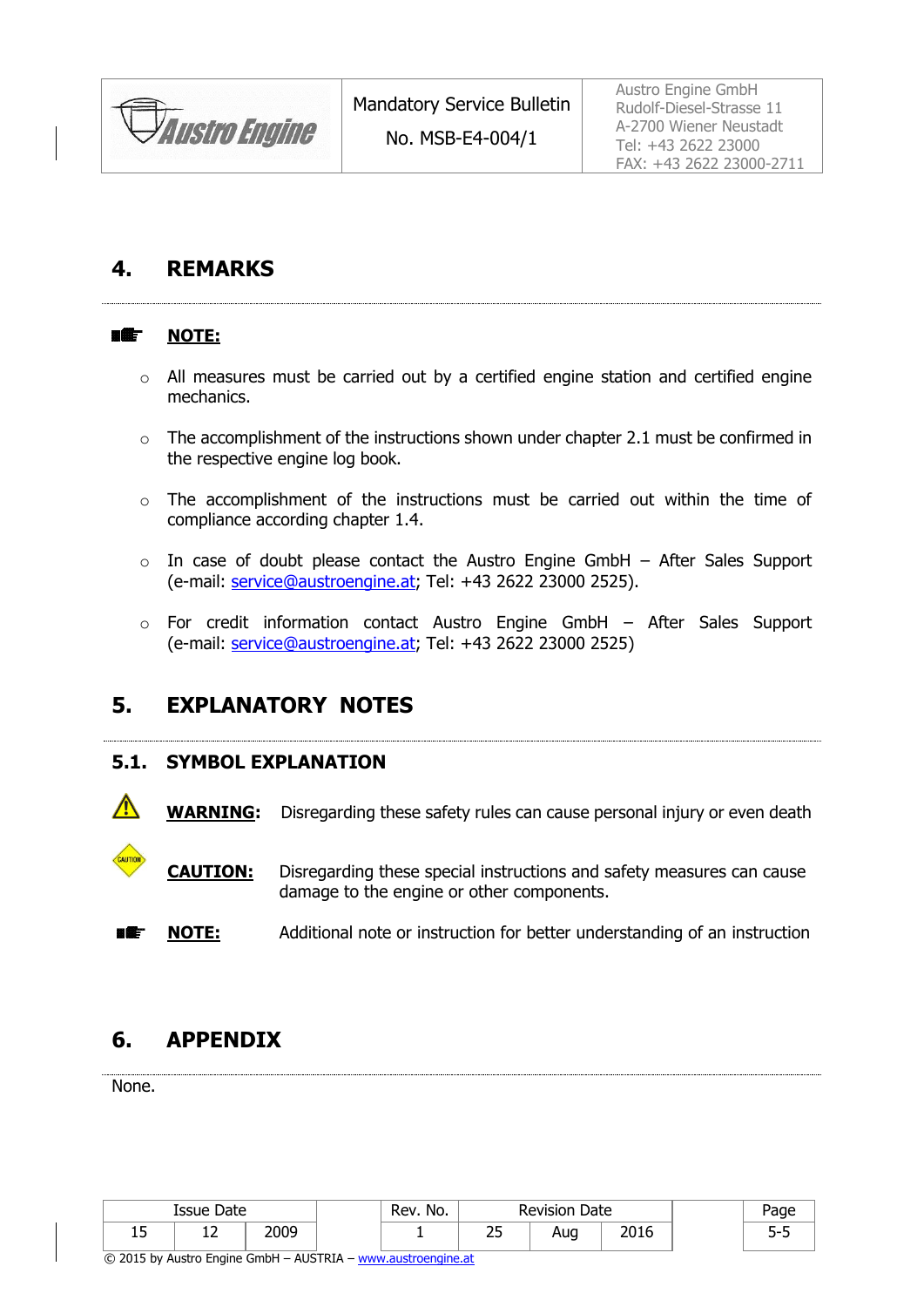## 4. REMARKS

**NOTE:**

- All measures must be carried out by a certified engine station and certified engine mechanics.
- The accomplishment of the instructions shown under chapter 2.1 must be confirmed in the respective engine log book.
- The accomplishment of the instructions must be carried out within the time of compliance according chapter 1.4.
- In case of doubt please contact the Austro Engine GmbH – After Sales Support (e-mail: service@austroengine.at; Tel: +43 2622 23000 2525).
- For credit information contact Austro Engine GmbH – After Sales Support (e-mail: service@austroengine.at; Tel: +43 2622 23000 2525)

## 5. EXPLANATORY NOTES

### 5.1. SYMBOL EXPLANATION

**WARNING:** Disregarding these safety rules can cause personal injury or even death

**CAUTION:** Disregarding these special instructions and safety measures can cause damage to the engine or other components.

**NOTE:** Additional note or instruction for better understanding of an instruction

## 6. APPENDIX

None.